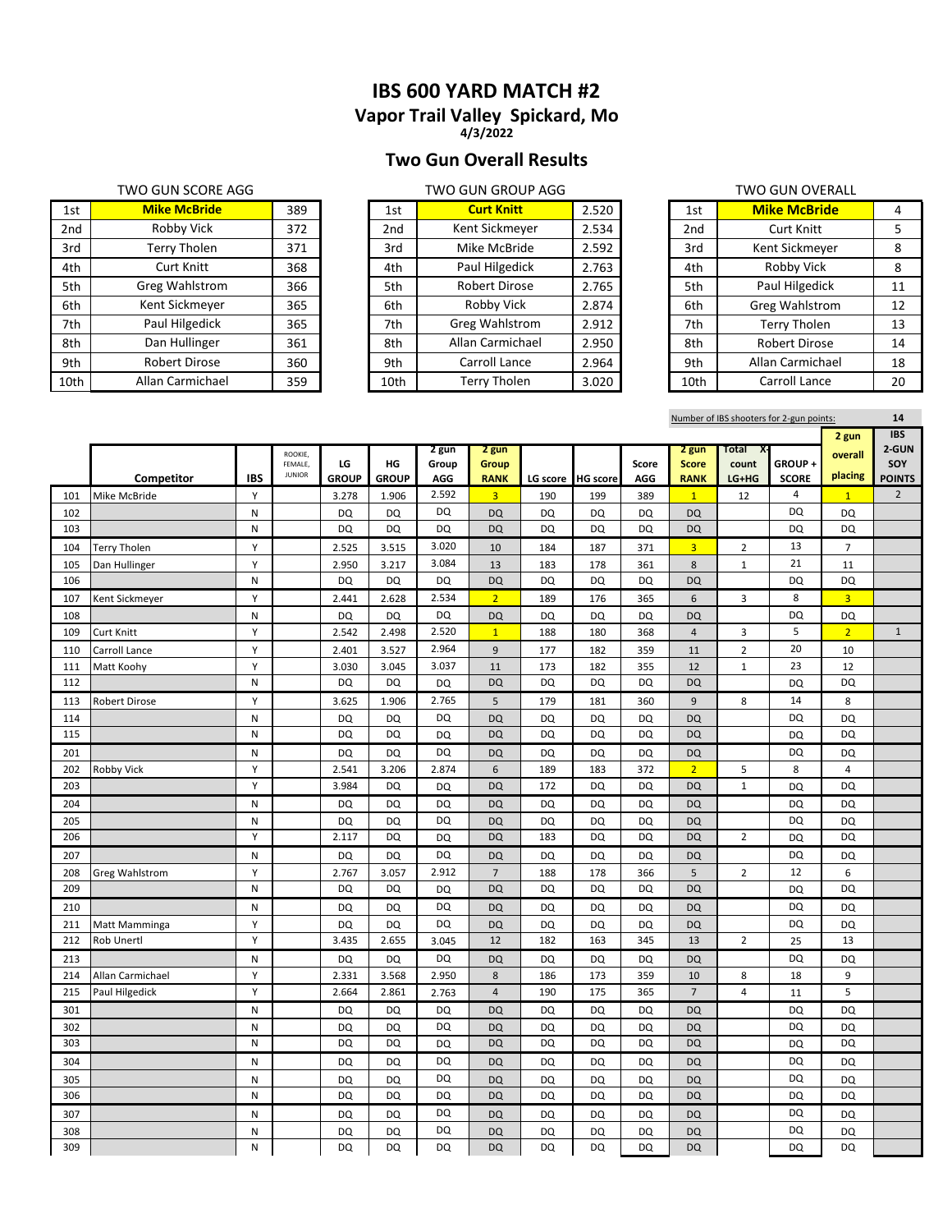# IBS 600 YARD MATCH #2

## Vapor Trail Valley Spickard, Mo

**4/3/2022**

## Two Gun Overall Results

TWO GUN SCORE AGG

| | | |
|---|---|---|
| 1st | **Mike McBride** | 389 |
| 2nd | Robby Vick | 372 |
| 3rd | Terry Tholen | 371 |
| 4th | Curt Knitt | 368 |
| 5th | Greg Wahlstrom | 366 |
| 6th | Kent Sickmeyer | 365 |
| 7th | Paul Hilgedick | 365 |
| 8th | Dan Hullinger | 361 |
| 9th | Robert Dirose | 360 |
| 10th | Allan Carmichael | 359 |

TWO GUN GROUP AGG

| | | |
|---|---|---|
| 1st | **Curt Knitt** | 2.520 |
| 2nd | Kent Sickmeyer | 2.534 |
| 3rd | Mike McBride | 2.592 |
| 4th | Paul Hilgedick | 2.763 |
| 5th | Robert Dirose | 2.765 |
| 6th | Robby Vick | 2.874 |
| 7th | Greg Wahlstrom | 2.912 |
| 8th | Allan Carmichael | 2.950 |
| 9th | Carroll Lance | 2.964 |
| 10th | Terry Tholen | 3.020 |

TWO GUN OVERALL

| | | |
|---|---|---|
| 1st | **Mike McBride** | 4 |
| 2nd | Curt Knitt | 5 |
| 3rd | Kent Sickmeyer | 8 |
| 4th | Robby Vick | 8 |
| 5th | Paul Hilgedick | 11 |
| 6th | Greg Wahlstrom | 12 |
| 7th | Terry Tholen | 13 |
| 8th | Robert Dirose | 14 |
| 9th | Allan Carmichael | 18 |
| 10th | Carroll Lance | 20 |

Number of IBS shooters for 2-gun points: 14

| | Competitor | IBS | ROOKIE, FEMALE, JUNIOR | LG GROUP | HG GROUP | 2 gun Group AGG | 2 gun Group RANK | LG score | HG score | Score AGG | 2 gun Score RANK | Total X-count LG+HG | GROUP + SCORE | 2 gun overall placing | IBS 2-GUN SOY POINTS |
|---|---|---|---|---|---|---|---|---|---|---|---|---|---|---|---|
| 101 | Mike McBride | Y | | 3.278 | 1.906 | 2.592 | 3 | 190 | 199 | 389 | 1 | 12 | 4 | 1 | 2 |
| 102 | | N | | DQ | DQ | DQ | DQ | DQ | DQ | DQ | DQ | | DQ | DQ | |
| 103 | | N | | DQ | DQ | DQ | DQ | DQ | DQ | DQ | DQ | | DQ | DQ | |
| 104 | Terry Tholen | Y | | 2.525 | 3.515 | 3.020 | 10 | 184 | 187 | 371 | 3 | 2 | 13 | 7 | |
| 105 | Dan Hullinger | Y | | 2.950 | 3.217 | 3.084 | 13 | 183 | 178 | 361 | 8 | 1 | 21 | 11 | |
| 106 | | N | | DQ | DQ | DQ | DQ | DQ | DQ | DQ | DQ | | DQ | DQ | |
| 107 | Kent Sickmeyer | Y | | 2.441 | 2.628 | 2.534 | 2 | 189 | 176 | 365 | 6 | 3 | 8 | 3 | |
| 108 | | N | | DQ | DQ | DQ | DQ | DQ | DQ | DQ | DQ | | DQ | DQ | |
| 109 | Curt Knitt | Y | | 2.542 | 2.498 | 2.520 | 1 | 188 | 180 | 368 | 4 | 3 | 5 | 2 | 1 |
| 110 | Carroll Lance | Y | | 2.401 | 3.527 | 2.964 | 9 | 177 | 182 | 359 | 11 | 2 | 20 | 10 | |
| 111 | Matt Koohy | Y | | 3.030 | 3.045 | 3.037 | 11 | 173 | 182 | 355 | 12 | 1 | 23 | 12 | |
| 112 | | N | | DQ | DQ | DQ | DQ | DQ | DQ | DQ | DQ | | DQ | DQ | |
| 113 | Robert Dirose | Y | | 3.625 | 1.906 | 2.765 | 5 | 179 | 181 | 360 | 9 | 8 | 14 | 8 | |
| 114 | | N | | DQ | DQ | DQ | DQ | DQ | DQ | DQ | DQ | | DQ | DQ | |
| 115 | | N | | DQ | DQ | DQ | DQ | DQ | DQ | DQ | DQ | | DQ | DQ | |
| 201 | | N | | DQ | DQ | DQ | DQ | DQ | DQ | DQ | DQ | | DQ | DQ | |
| 202 | Robby Vick | Y | | 2.541 | 3.206 | 2.874 | 6 | 189 | 183 | 372 | 2 | 5 | 8 | 4 | |
| 203 | | Y | | 3.984 | DQ | DQ | DQ | 172 | DQ | DQ | DQ | 1 | DQ | DQ | |
| 204 | | N | | DQ | DQ | DQ | DQ | DQ | DQ | DQ | DQ | | DQ | DQ | |
| 205 | | N | | DQ | DQ | DQ | DQ | DQ | DQ | DQ | DQ | | DQ | DQ | |
| 206 | | Y | | 2.117 | DQ | DQ | DQ | 183 | DQ | DQ | DQ | 2 | DQ | DQ | |
| 207 | | N | | DQ | DQ | DQ | DQ | DQ | DQ | DQ | DQ | | DQ | DQ | |
| 208 | Greg Wahlstrom | Y | | 2.767 | 3.057 | 2.912 | 7 | 188 | 178 | 366 | 5 | 2 | 12 | 6 | |
| 209 | | N | | DQ | DQ | DQ | DQ | DQ | DQ | DQ | DQ | | DQ | DQ | |
| 210 | | N | | DQ | DQ | DQ | DQ | DQ | DQ | DQ | DQ | | DQ | DQ | |
| 211 | Matt Mamminga | Y | | DQ | DQ | DQ | DQ | DQ | DQ | DQ | DQ | | DQ | DQ | |
| 212 | Rob Unertl | Y | | 3.435 | 2.655 | 3.045 | 12 | 182 | 163 | 345 | 13 | 2 | 25 | 13 | |
| 213 | | N | | DQ | DQ | DQ | DQ | DQ | DQ | DQ | DQ | | DQ | DQ | |
| 214 | Allan Carmichael | Y | | 2.331 | 3.568 | 2.950 | 8 | 186 | 173 | 359 | 10 | 8 | 18 | 9 | |
| 215 | Paul Hilgedick | Y | | 2.664 | 2.861 | 2.763 | 4 | 190 | 175 | 365 | 7 | 4 | 11 | 5 | |
| 301 | | N | | DQ | DQ | DQ | DQ | DQ | DQ | DQ | DQ | | DQ | DQ | |
| 302 | | N | | DQ | DQ | DQ | DQ | DQ | DQ | DQ | DQ | | DQ | DQ | |
| 303 | | N | | DQ | DQ | DQ | DQ | DQ | DQ | DQ | DQ | | DQ | DQ | |
| 304 | | N | | DQ | DQ | DQ | DQ | DQ | DQ | DQ | DQ | | DQ | DQ | |
| 305 | | N | | DQ | DQ | DQ | DQ | DQ | DQ | DQ | DQ | | DQ | DQ | |
| 306 | | N | | DQ | DQ | DQ | DQ | DQ | DQ | DQ | DQ | | DQ | DQ | |
| 307 | | N | | DQ | DQ | DQ | DQ | DQ | DQ | DQ | DQ | | DQ | DQ | |
| 308 | | N | | DQ | DQ | DQ | DQ | DQ | DQ | DQ | DQ | | DQ | DQ | |
| 309 | | N | | DQ | DQ | DQ | DQ | DQ | DQ | DQ | DQ | | DQ | DQ | |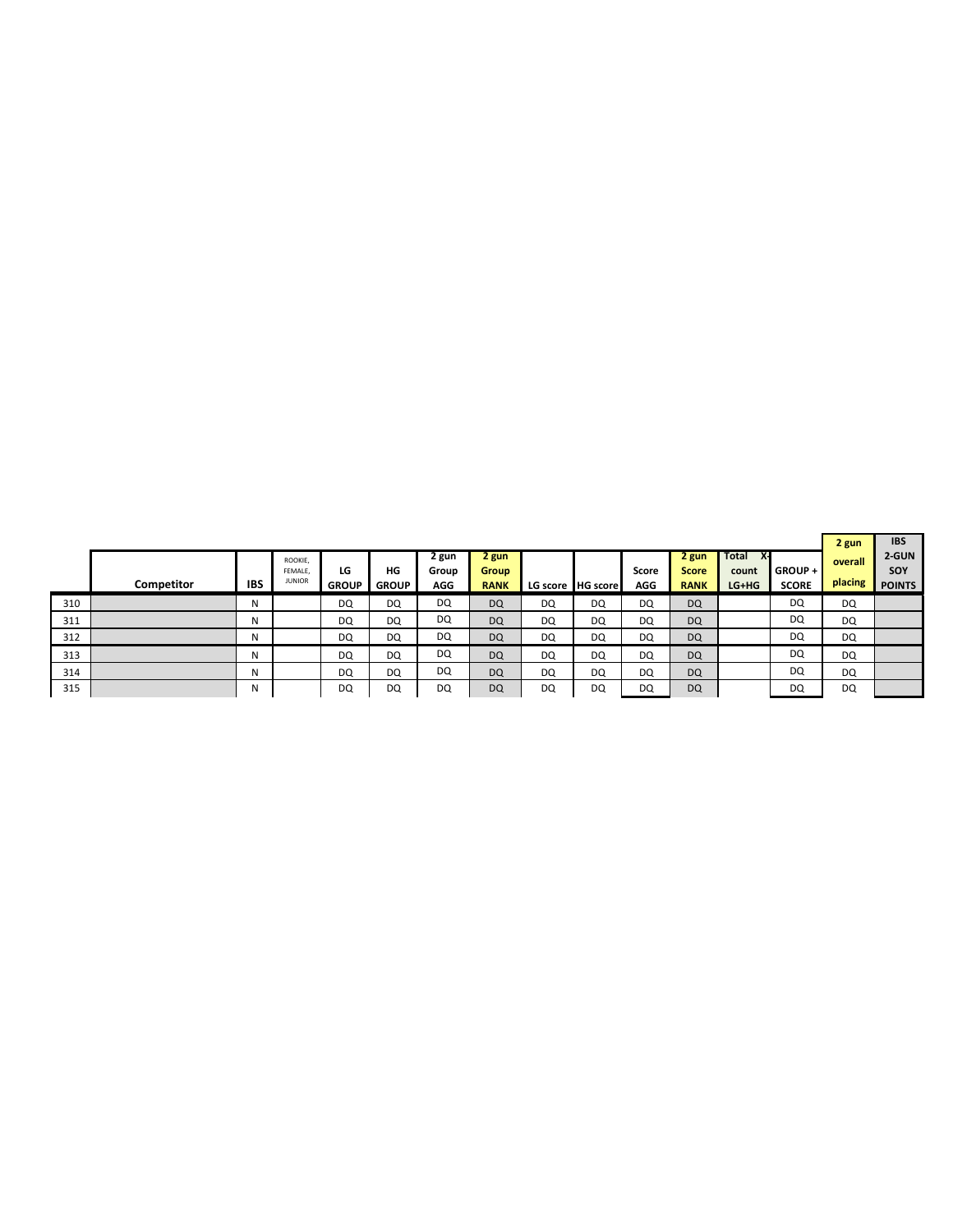| | Competitor | IBS | ROOKIE, FEMALE, JUNIOR | LG GROUP | HG GROUP | 2 gun Group AGG | 2 gun Group RANK | LG score | HG score | Score AGG | 2 gun Score RANK | Total X-count LG+HG | GROUP + SCORE | 2 gun overall placing | IBS 2-GUN SOY POINTS |
|---|---|---|---|---|---|---|---|---|---|---|---|---|---|---|---|
| 310 | | N | | DQ | DQ | DQ | DQ | DQ | DQ | DQ | DQ | | DQ | DQ | |
| 311 | | N | | DQ | DQ | DQ | DQ | DQ | DQ | DQ | DQ | | DQ | DQ | |
| 312 | | N | | DQ | DQ | DQ | DQ | DQ | DQ | DQ | DQ | | DQ | DQ | |
| 313 | | N | | DQ | DQ | DQ | DQ | DQ | DQ | DQ | DQ | | DQ | DQ | |
| 314 | | N | | DQ | DQ | DQ | DQ | DQ | DQ | DQ | DQ | | DQ | DQ | |
| 315 | | N | | DQ | DQ | DQ | DQ | DQ | DQ | DQ | DQ | | DQ | DQ | |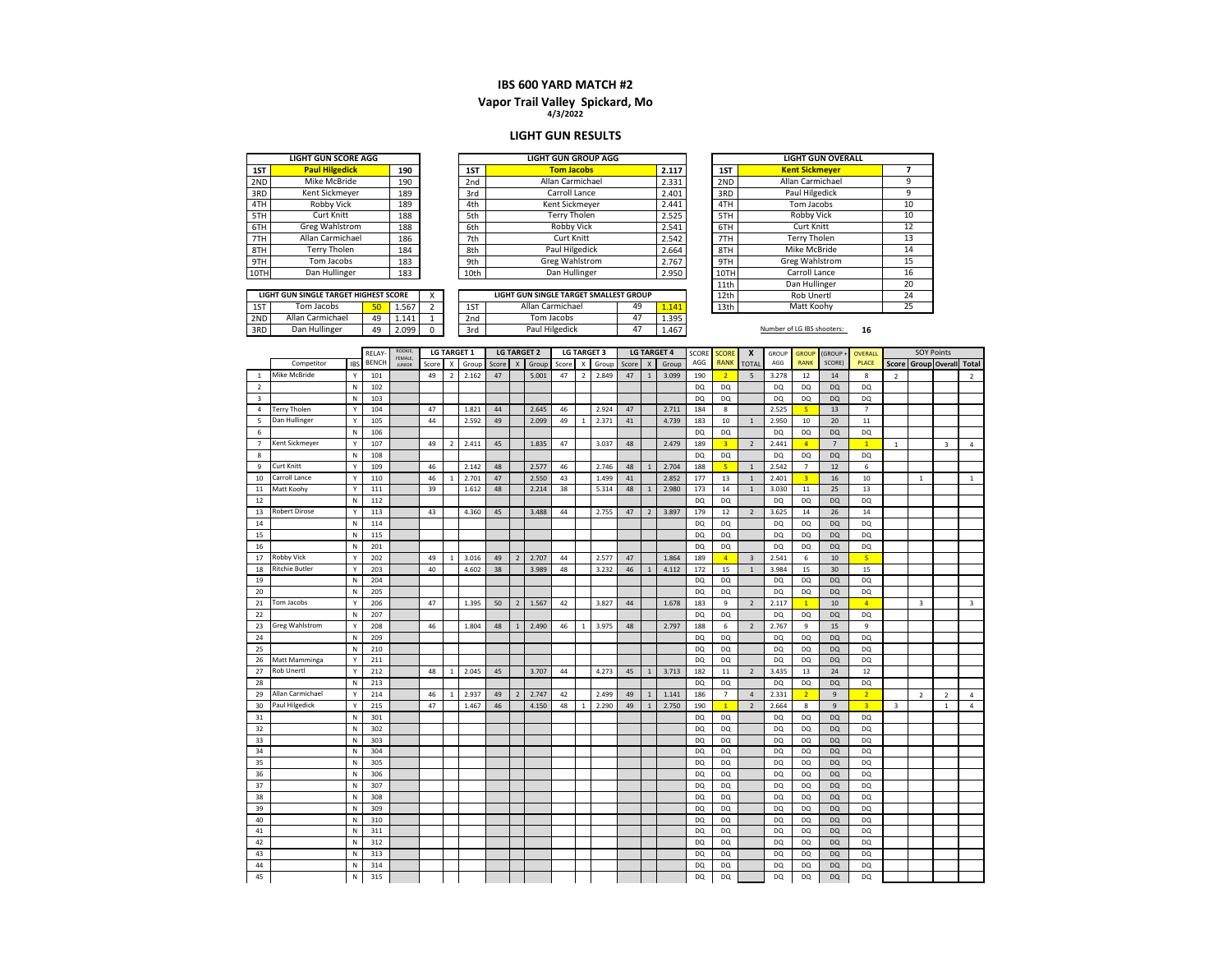# IBS 600 YARD MATCH #2

**Vapor Trail Valley Spickard, Mo**

4/3/2022

## LIGHT GUN RESULTS

| LIGHT GUN SCORE AGG | | |
|---|---|---|
| 1ST | **Paul Hilgedick** | **190** |
| 2ND | Mike McBride | 190 |
| 3RD | Kent Sickmeyer | 189 |
| 4TH | Robby Vick | 189 |
| 5TH | Curt Knitt | 188 |
| 6TH | Greg Wahlstrom | 188 |
| 7TH | Allan Carmichael | 186 |
| 8TH | Terry Tholen | 184 |
| 9TH | Tom Jacobs | 183 |
| 10TH | Dan Hullinger | 183 |

| LIGHT GUN GROUP AGG | | |
|---|---|---|
| 1ST | **Tom Jacobs** | **2.117** |
| 2nd | Allan Carmichael | 2.331 |
| 3rd | Carroll Lance | 2.401 |
| 4th | Kent Sickmeyer | 2.441 |
| 5th | Terry Tholen | 2.525 |
| 6th | Robby Vick | 2.541 |
| 7th | Curt Knitt | 2.542 |
| 8th | Paul Hilgedick | 2.664 |
| 9th | Greg Wahlstrom | 2.767 |
| 10th | Dan Hullinger | 2.950 |

| LIGHT GUN OVERALL | | |
|---|---|---|
| 1ST | **Kent Sickmeyer** | **7** |
| 2ND | Allan Carmichael | 9 |
| 3RD | Paul Hilgedick | 9 |
| 4TH | Tom Jacobs | 10 |
| 5TH | Robby Vick | 10 |
| 6TH | Curt Knitt | 12 |
| 7TH | Terry Tholen | 13 |
| 8TH | Mike McBride | 14 |
| 9TH | Greg Wahlstrom | 15 |
| 10TH | Carroll Lance | 16 |
| 11th | Dan Hullinger | 20 |
| 12th | Rob Unertl | 24 |
| 13th | Matt Koohy | 25 |

| LIGHT GUN SINGLE TARGET HIGHEST SCORE | | | | X |
|---|---|---|---|---|
| 1ST | Tom Jacobs | 50 | 1.567 | 2 |
| 2ND | Allan Carmichael | 49 | 1.141 | 1 |
| 3RD | Dan Hullinger | 49 | 2.099 | 0 |

| LIGHT GUN SINGLE TARGET SMALLEST GROUP | | | |
|---|---|---|---|
| 1ST | Allan Carmichael | 49 | 1.141 |
| 2nd | Tom Jacobs | 47 | 1.395 |
| 3rd | Paul Hilgedick | 47 | 1.467 |

Number of LG IBS shooters: **16**

| | | | RELAY- | ROOKIE, FEMALE, JUNIOR | LG TARGET 1 | | | LG TARGET 2 | | | LG TARGET 3 | | | LG TARGET 4 | | | SCORE | SCORE | X | GROUP | GROUP | (GROUP + | OVERALL | SOY Points | | | |
|---|---|---|---|---|---|---|---|---|---|---|---|---|---|---|---|---|---|---|---|---|---|---|---|---|---|---|---|
| | Competitor | IBS | BENCH | | Score | X | Group | Score | X | Group | Score | X | Group | Score | X | Group | AGG | RANK | TOTAL | AGG | RANK | SCORE) | PLACE | Score | Group | Overall | Total |
| 1 | Mike McBride | Y | 101 | | 49 | 2 | 2.162 | 47 | | 5.001 | 47 | 2 | 2.849 | 47 | 1 | 3.099 | 190 | 2 | 5 | 3.278 | 12 | 14 | 8 | 2 | | | 2 |
| 2 | | N | 102 | | | | | | | | | | | | | | DQ | DQ | | DQ | DQ | DQ | DQ | | | | |
| 3 | | N | 103 | | | | | | | | | | | | | | DQ | DQ | | DQ | DQ | DQ | DQ | | | | |
| 4 | Terry Tholen | Y | 104 | | 47 | | 1.821 | 44 | | 2.645 | 46 | | 2.924 | 47 | | 2.711 | 184 | 8 | | 2.525 | 5 | 13 | 7 | | | | |
| 5 | Dan Hullinger | Y | 105 | | 44 | | 2.592 | 49 | | 2.099 | 49 | 1 | 2.371 | 41 | | 4.739 | 183 | 10 | 1 | 2.950 | 10 | 20 | 11 | | | | |
| 6 | | N | 106 | | | | | | | | | | | | | | DQ | DQ | | DQ | DQ | DQ | DQ | | | | |
| 7 | Kent Sickmeyer | Y | 107 | | 49 | 2 | 2.411 | 45 | | 1.835 | 47 | | 3.037 | 48 | | 2.479 | 189 | 3 | 2 | 2.441 | 4 | 7 | 1 | 1 | | 3 | 4 |
| 8 | | N | 108 | | | | | | | | | | | | | | DQ | DQ | | DQ | DQ | DQ | DQ | | | | |
| 9 | Curt Knitt | Y | 109 | | 46 | | 2.142 | 48 | | 2.577 | 46 | | 2.746 | 48 | 1 | 2.704 | 188 | 5 | 1 | 2.542 | 7 | 12 | 6 | | | | |
| 10 | Carroll Lance | Y | 110 | | 46 | 1 | 2.701 | 47 | | 2.550 | 43 | | 1.499 | 41 | | 2.852 | 177 | 13 | 1 | 2.401 | 3 | 16 | 10 | | 1 | | 1 |
| 11 | Matt Koohy | Y | 111 | | 39 | | 1.612 | 48 | | 2.214 | 38 | | 5.314 | 48 | 1 | 2.980 | 173 | 14 | 1 | 3.030 | 11 | 25 | 13 | | | | |
| 12 | | N | 112 | | | | | | | | | | | | | | DQ | DQ | | DQ | DQ | DQ | DQ | | | | |
| 13 | Robert Dirose | Y | 113 | | 43 | | 4.360 | 45 | | 3.488 | 44 | | 2.755 | 47 | 2 | 3.897 | 179 | 12 | 2 | 3.625 | 14 | 26 | 14 | | | | |
| 14 | | N | 114 | | | | | | | | | | | | | | DQ | DQ | | DQ | DQ | DQ | DQ | | | | |
| 15 | | N | 115 | | | | | | | | | | | | | | DQ | DQ | | DQ | DQ | DQ | DQ | | | | |
| 16 | | N | 201 | | | | | | | | | | | | | | DQ | DQ | | DQ | DQ | DQ | DQ | | | | |
| 17 | Robby Vick | Y | 202 | | 49 | 1 | 3.016 | 49 | 2 | 2.707 | 44 | | 2.577 | 47 | | 1.864 | 189 | 4 | 3 | 2.541 | 6 | 10 | 5 | | | | |
| 18 | Ritchie Butler | Y | 203 | | 40 | | 4.602 | 38 | | 3.989 | 48 | | 3.232 | 46 | 1 | 4.112 | 172 | 15 | 1 | 3.984 | 15 | 30 | 15 | | | | |
| 19 | | N | 204 | | | | | | | | | | | | | | DQ | DQ | | DQ | DQ | DQ | DQ | | | | |
| 20 | | N | 205 | | | | | | | | | | | | | | DQ | DQ | | DQ | DQ | DQ | DQ | | | | |
| 21 | Tom Jacobs | Y | 206 | | 47 | | 1.395 | 50 | 2 | 1.567 | 42 | | 3.827 | 44 | | 1.678 | 183 | 9 | 2 | 2.117 | 1 | 10 | 4 | | 3 | | 3 |
| 22 | | N | 207 | | | | | | | | | | | | | | DQ | DQ | | DQ | DQ | DQ | DQ | | | | |
| 23 | Greg Wahlstrom | Y | 208 | | 46 | | 1.804 | 48 | 1 | 2.490 | 46 | 1 | 3.975 | 48 | | 2.797 | 188 | 6 | 2 | 2.767 | 9 | 15 | 9 | | | | |
| 24 | | N | 209 | | | | | | | | | | | | | | DQ | DQ | | DQ | DQ | DQ | DQ | | | | |
| 25 | | N | 210 | | | | | | | | | | | | | | DQ | DQ | | DQ | DQ | DQ | DQ | | | | |
| 26 | Matt Mamminga | Y | 211 | | | | | | | | | | | | | | DQ | DQ | | DQ | DQ | DQ | DQ | | | | |
| 27 | Rob Unertl | Y | 212 | | 48 | 1 | 2.045 | 45 | | 3.707 | 44 | | 4.273 | 45 | 1 | 3.713 | 182 | 11 | 2 | 3.435 | 13 | 24 | 12 | | | | |
| 28 | | N | 213 | | | | | | | | | | | | | | DQ | DQ | | DQ | DQ | DQ | DQ | | | | |
| 29 | Allan Carmichael | Y | 214 | | 46 | 1 | 2.937 | 49 | 2 | 2.747 | 42 | | 2.499 | 49 | 1 | 1.141 | 186 | 7 | 4 | 2.331 | 2 | 9 | 2 | | 2 | 2 | 4 |
| 30 | Paul Hilgedick | Y | 215 | | 47 | | 1.467 | 46 | | 4.150 | 48 | 1 | 2.290 | 49 | 1 | 2.750 | 190 | 1 | 2 | 2.664 | 8 | 9 | 3 | 3 | | 1 | 4 |
| 31 | | N | 301 | | | | | | | | | | | | | | DQ | DQ | | DQ | DQ | DQ | DQ | | | | |
| 32 | | N | 302 | | | | | | | | | | | | | | DQ | DQ | | DQ | DQ | DQ | DQ | | | | |
| 33 | | N | 303 | | | | | | | | | | | | | | DQ | DQ | | DQ | DQ | DQ | DQ | | | | |
| 34 | | N | 304 | | | | | | | | | | | | | | DQ | DQ | | DQ | DQ | DQ | DQ | | | | |
| 35 | | N | 305 | | | | | | | | | | | | | | DQ | DQ | | DQ | DQ | DQ | DQ | | | | |
| 36 | | N | 306 | | | | | | | | | | | | | | DQ | DQ | | DQ | DQ | DQ | DQ | | | | |
| 37 | | N | 307 | | | | | | | | | | | | | | DQ | DQ | | DQ | DQ | DQ | DQ | | | | |
| 38 | | N | 308 | | | | | | | | | | | | | | DQ | DQ | | DQ | DQ | DQ | DQ | | | | |
| 39 | | N | 309 | | | | | | | | | | | | | | DQ | DQ | | DQ | DQ | DQ | DQ | | | | |
| 40 | | N | 310 | | | | | | | | | | | | | | DQ | DQ | | DQ | DQ | DQ | DQ | | | | |
| 41 | | N | 311 | | | | | | | | | | | | | | DQ | DQ | | DQ | DQ | DQ | DQ | | | | |
| 42 | | N | 312 | | | | | | | | | | | | | | DQ | DQ | | DQ | DQ | DQ | DQ | | | | |
| 43 | | N | 313 | | | | | | | | | | | | | | DQ | DQ | | DQ | DQ | DQ | DQ | | | | |
| 44 | | N | 314 | | | | | | | | | | | | | | DQ | DQ | | DQ | DQ | DQ | DQ | | | | |
| 45 | | N | 315 | | | | | | | | | | | | | | DQ | DQ | | DQ | DQ | DQ | DQ | | | | |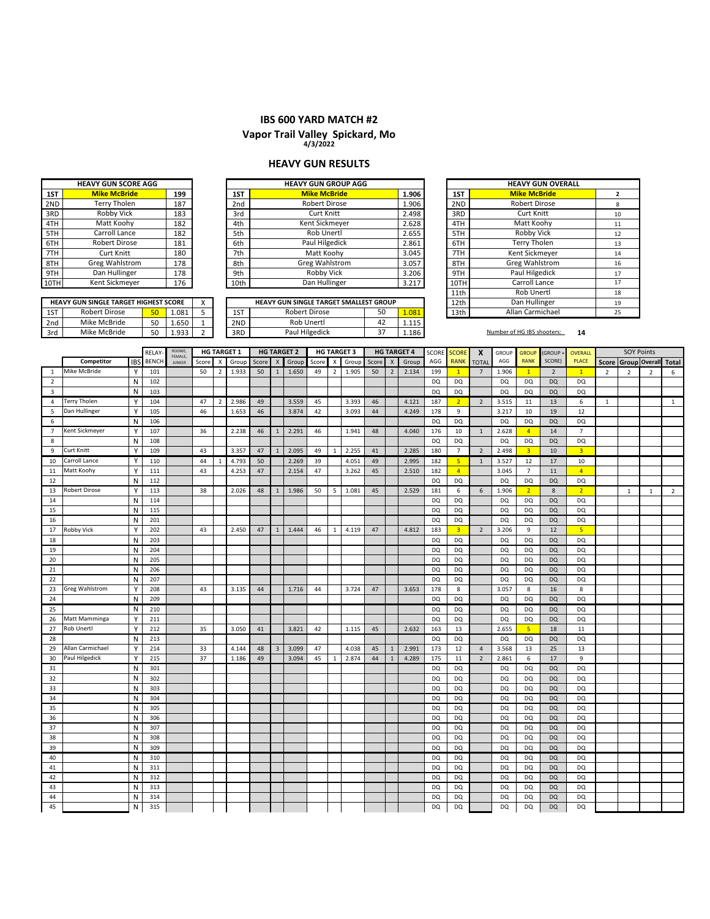# IBS 600 YARD MATCH #2

## Vapor Trail Valley Spickard, Mo

**4/3/2022**

## HEAVY GUN RESULTS

| HEAVY GUN SCORE AGG | | |
|---|---|---|
| 1ST | **Mike McBride** | 199 |
| 2ND | Terry Tholen | 187 |
| 3RD | Robby Vick | 183 |
| 4TH | Matt Koohy | 182 |
| 5TH | Carroll Lance | 182 |
| 6TH | Robert Dirose | 181 |
| 7TH | Curt Knitt | 180 |
| 8TH | Greg Wahlstrom | 178 |
| 9TH | Dan Hullinger | 178 |
| 10TH | Kent Sickmeyer | 176 |

| HEAVY GUN GROUP AGG | | |
|---|---|---|
| 1ST | **Mike McBride** | 1.906 |
| 2nd | Robert Dirose | 1.906 |
| 3rd | Curt Knitt | 2.498 |
| 4th | Kent Sickmeyer | 2.628 |
| 5th | Rob Unertl | 2.655 |
| 6th | Paul Hilgedick | 2.861 |
| 7th | Matt Koohy | 3.045 |
| 8th | Greg Wahlstrom | 3.057 |
| 9th | Robby Vick | 3.206 |
| 10th | Dan Hullinger | 3.217 |

| HEAVY GUN OVERALL | | |
|---|---|---|
| 1ST | **Mike McBride** | 2 |
| 2ND | Robert Dirose | 8 |
| 3RD | Curt Knitt | 10 |
| 4TH | Matt Koohy | 11 |
| 5TH | Robby Vick | 12 |
| 6TH | Terry Tholen | 13 |
| 7TH | Kent Sickmeyer | 14 |
| 8TH | Greg Wahlstrom | 16 |
| 9TH | Paul Hilgedick | 17 |
| 10TH | Carroll Lance | 17 |
| 11th | Rob Unertl | 18 |
| 12th | Dan Hullinger | 19 |
| 13th | Allan Carmichael | 25 |

| HEAVY GUN SINGLE TARGET HIGHEST SCORE | | | | X |
|---|---|---|---|---|
| 1ST | Robert Dirose | 50 | 1.081 | 5 |
| 2nd | Mike McBride | 50 | 1.650 | 1 |
| 3rd | Mike McBride | 50 | 1.933 | 2 |

| HEAVY GUN SINGLE TARGET SMALLEST GROUP | | | |
|---|---|---|---|
| 1ST | Robert Dirose | 50 | 1.081 |
| 2ND | Rob Unertl | 42 | 1.115 |
| 3RD | Paul Hilgedick | 37 | 1.186 |

Number of HG IBS shooters: **14**

| | Competitor | IBS | RELAY-BENCH | ROOKIE, FEMALE, JUNIOR | HG TARGET 1 Score | X | Group | HG TARGET 2 Score | X | Group | HG TARGET 3 Score | X | Group | HG TARGET 4 Score | X | Group | SCORE AGG | SCORE RANK | X TOTAL | GROUP AGG | GROUP RANK | (GROUP + SCORE) | OVERALL PLACE | SOY Points Score | Group | Overall | Total |
|---|---|---|---|---|---|---|---|---|---|---|---|---|---|---|---|---|---|---|---|---|---|---|---|---|---|---|---|
| 1 | Mike McBride | Y | 101 | | 50 | 2 | 1.933 | 50 | 1 | 1.650 | 49 | 2 | 1.905 | 50 | 2 | 2.134 | 199 | 1 | 7 | 1.906 | 1 | 2 | 1 | 2 | 2 | 2 | 6 |
| 2 | | N | 102 | | | | | | | | | | | | | | DQ | DQ | | DQ | DQ | DQ | DQ | | | | |
| 3 | | N | 103 | | | | | | | | | | | | | | DQ | DQ | | DQ | DQ | DQ | DQ | | | | |
| 4 | Terry Tholen | Y | 104 | | 47 | 2 | 2.986 | 49 | | 3.559 | 45 | | 3.393 | 46 | | 4.121 | 187 | 2 | 2 | 3.515 | 11 | 13 | 6 | 1 | | | 1 |
| 5 | Dan Hullinger | Y | 105 | | 46 | | 1.653 | 46 | | 3.874 | 42 | | 3.093 | 44 | | 4.249 | 178 | 9 | | 3.217 | 10 | 19 | 12 | | | | |
| 6 | | N | 106 | | | | | | | | | | | | | | DQ | DQ | | DQ | DQ | DQ | DQ | | | | |
| 7 | Kent Sickmeyer | Y | 107 | | 36 | | 2.238 | 46 | 1 | 2.291 | 46 | | 1.941 | 48 | | 4.040 | 176 | 10 | 1 | 2.628 | 4 | 14 | 7 | | | | |
| 8 | | N | 108 | | | | | | | | | | | | | | DQ | DQ | | DQ | DQ | DQ | DQ | | | | |
| 9 | Curt Knitt | Y | 109 | | 43 | | 3.357 | 47 | 1 | 2.095 | 49 | 1 | 2.255 | 41 | | 2.285 | 180 | 7 | 2 | 2.498 | 3 | 10 | 3 | | | | |
| 10 | Carroll Lance | Y | 110 | | 44 | 1 | 4.793 | 50 | | 2.269 | 39 | | 4.051 | 49 | | 2.995 | 182 | 5 | 1 | 3.527 | 12 | 17 | 10 | | | | |
| 11 | Matt Koohy | Y | 111 | | 43 | | 4.253 | 47 | | 2.154 | 47 | | 3.262 | 45 | | 2.510 | 182 | 4 | | 3.045 | 7 | 11 | 4 | | | | |
| 12 | | N | 112 | | | | | | | | | | | | | | DQ | DQ | | DQ | DQ | DQ | DQ | | | | |
| 13 | Robert Dirose | Y | 113 | | 38 | | 2.026 | 48 | 1 | 1.986 | 50 | 5 | 1.081 | 45 | | 2.529 | 181 | 6 | 6 | 1.906 | 2 | 8 | 2 | | 1 | 1 | 2 |
| 14 | | N | 114 | | | | | | | | | | | | | | DQ | DQ | | DQ | DQ | DQ | DQ | | | | |
| 15 | | N | 115 | | | | | | | | | | | | | | DQ | DQ | | DQ | DQ | DQ | DQ | | | | |
| 16 | | N | 201 | | | | | | | | | | | | | | DQ | DQ | | DQ | DQ | DQ | DQ | | | | |
| 17 | Robby Vick | Y | 202 | | 43 | | 2.450 | 47 | 1 | 1.444 | 46 | 1 | 4.119 | 47 | | 4.812 | 183 | 3 | 2 | 3.206 | 9 | 12 | 5 | | | | |
| 18 | | N | 203 | | | | | | | | | | | | | | DQ | DQ | | DQ | DQ | DQ | DQ | | | | |
| 19 | | N | 204 | | | | | | | | | | | | | | DQ | DQ | | DQ | DQ | DQ | DQ | | | | |
| 20 | | N | 205 | | | | | | | | | | | | | | DQ | DQ | | DQ | DQ | DQ | DQ | | | | |
| 21 | | N | 206 | | | | | | | | | | | | | | DQ | DQ | | DQ | DQ | DQ | DQ | | | | |
| 22 | | N | 207 | | | | | | | | | | | | | | DQ | DQ | | DQ | DQ | DQ | DQ | | | | |
| 23 | Greg Wahlstrom | Y | 208 | | 43 | | 3.135 | 44 | | 1.716 | 44 | | 3.724 | 47 | | 3.653 | 178 | 8 | | 3.057 | 8 | 16 | 8 | | | | |
| 24 | | N | 209 | | | | | | | | | | | | | | DQ | DQ | | DQ | DQ | DQ | DQ | | | | |
| 25 | | N | 210 | | | | | | | | | | | | | | DQ | DQ | | DQ | DQ | DQ | DQ | | | | |
| 26 | Matt Mamminga | Y | 211 | | | | | | | | | | | | | | DQ | DQ | | DQ | DQ | DQ | DQ | | | | |
| 27 | Rob Unertl | Y | 212 | | 35 | | 3.050 | 41 | | 3.821 | 42 | | 1.115 | 45 | | 2.632 | 163 | 13 | | 2.655 | 5 | 18 | 11 | | | | |
| 28 | | N | 213 | | | | | | | | | | | | | | DQ | DQ | | DQ | DQ | DQ | DQ | | | | |
| 29 | Allan Carmichael | Y | 214 | | 33 | | 4.144 | 48 | 3 | 3.099 | 47 | | 4.038 | 45 | 1 | 2.991 | 173 | 12 | 4 | 3.568 | 13 | 25 | 13 | | | | |
| 30 | Paul Hilgedick | Y | 215 | | 37 | | 1.186 | 49 | | 3.094 | 45 | 1 | 2.874 | 44 | 1 | 4.289 | 175 | 11 | 2 | 2.861 | 6 | 17 | 9 | | | | |
| 31 | | N | 301 | | | | | | | | | | | | | | DQ | DQ | | DQ | DQ | DQ | DQ | | | | |
| 32 | | N | 302 | | | | | | | | | | | | | | DQ | DQ | | DQ | DQ | DQ | DQ | | | | |
| 33 | | N | 303 | | | | | | | | | | | | | | DQ | DQ | | DQ | DQ | DQ | DQ | | | | |
| 34 | | N | 304 | | | | | | | | | | | | | | DQ | DQ | | DQ | DQ | DQ | DQ | | | | |
| 35 | | N | 305 | | | | | | | | | | | | | | DQ | DQ | | DQ | DQ | DQ | DQ | | | | |
| 36 | | N | 306 | | | | | | | | | | | | | | DQ | DQ | | DQ | DQ | DQ | DQ | | | | |
| 37 | | N | 307 | | | | | | | | | | | | | | DQ | DQ | | DQ | DQ | DQ | DQ | | | | |
| 38 | | N | 308 | | | | | | | | | | | | | | DQ | DQ | | DQ | DQ | DQ | DQ | | | | |
| 39 | | N | 309 | | | | | | | | | | | | | | DQ | DQ | | DQ | DQ | DQ | DQ | | | | |
| 40 | | N | 310 | | | | | | | | | | | | | | DQ | DQ | | DQ | DQ | DQ | DQ | | | | |
| 41 | | N | 311 | | | | | | | | | | | | | | DQ | DQ | | DQ | DQ | DQ | DQ | | | | |
| 42 | | N | 312 | | | | | | | | | | | | | | DQ | DQ | | DQ | DQ | DQ | DQ | | | | |
| 43 | | N | 313 | | | | | | | | | | | | | | DQ | DQ | | DQ | DQ | DQ | DQ | | | | |
| 44 | | N | 314 | | | | | | | | | | | | | | DQ | DQ | | DQ | DQ | DQ | DQ | | | | |
| 45 | | N | 315 | | | | | | | | | | | | | | DQ | DQ | | DQ | DQ | DQ | DQ | | | | |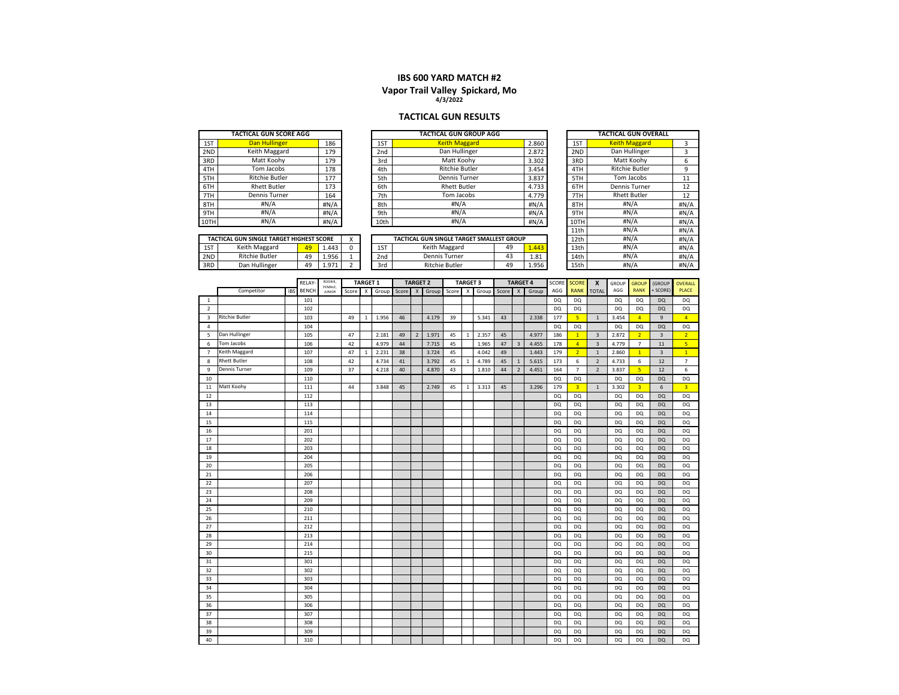# IBS 600 YARD MATCH #2

## Vapor Trail Valley Spickard, Mo

4/3/2022

## TACTICAL GUN RESULTS

| TACTICAL GUN SCORE AGG | | |
|---|---|---|
| 1ST | Dan Hullinger | 186 |
| 2ND | Keith Maggard | 179 |
| 3RD | Matt Koohy | 179 |
| 4TH | Tom Jacobs | 178 |
| 5TH | Ritchie Butler | 177 |
| 6TH | Rhett Butler | 173 |
| 7TH | Dennis Turner | 164 |
| 8TH | #N/A | #N/A |
| 9TH | #N/A | #N/A |
| 10TH | #N/A | #N/A |

| TACTICAL GUN GROUP AGG | | |
|---|---|---|
| 1ST | Keith Maggard | 2.860 |
| 2nd | Dan Hullinger | 2.872 |
| 3rd | Matt Koohy | 3.302 |
| 4th | Ritchie Butler | 3.454 |
| 5th | Dennis Turner | 3.837 |
| 6th | Rhett Butler | 4.733 |
| 7th | Tom Jacobs | 4.779 |
| 8th | #N/A | #N/A |
| 9th | #N/A | #N/A |
| 10th | #N/A | #N/A |

| TACTICAL GUN OVERALL | | |
|---|---|---|
| 1ST | Keith Maggard | 3 |
| 2ND | Dan Hullinger | 3 |
| 3RD | Matt Koohy | 6 |
| 4TH | Ritchie Butler | 9 |
| 5TH | Tom Jacobs | 11 |
| 6TH | Dennis Turner | 12 |
| 7TH | Rhett Butler | 12 |
| 8TH | #N/A | #N/A |
| 9TH | #N/A | #N/A |
| 10TH | #N/A | #N/A |
| 11th | #N/A | #N/A |
| 12th | #N/A | #N/A |
| 13th | #N/A | #N/A |
| 14th | #N/A | #N/A |
| 15th | #N/A | #N/A |

| TACTICAL GUN SINGLE TARGET HIGHEST SCORE | | | | X |
|---|---|---|---|---|
| 1ST | Keith Maggard | 49 | 1.443 | 0 |
| 2ND | Ritchie Butler | 49 | 1.956 | 1 |
| 3RD | Dan Hullinger | 49 | 1.971 | 2 |

| TACTICAL GUN SINGLE TARGET SMALLEST GROUP | | | |
|---|---|---|---|
| 1ST | Keith Maggard | 49 | 1.443 |
| 2nd | Dennis Turner | 43 | 1.81 |
| 3rd | Ritchie Butler | 49 | 1.956 |

| | Competitor | IBS | RELAY-BENCH | ROOKIE, FEMALE, JUNIOR | TARGET 1 Score | X | Group | TARGET 2 Score | X | Group | TARGET 3 Score | X | Group | TARGET 4 Score | X | Group | SCORE AGG | SCORE RANK | X TOTAL | GROUP AGG | GROUP RANK | (GROUP + SCORE) | OVERALL PLACE |
|---|---|---|---|---|---|---|---|---|---|---|---|---|---|---|---|---|---|---|---|---|---|---|---|
| 1 | | | 101 | | | | | | | | | | | | | | DQ | DQ | | DQ | DQ | DQ | DQ |
| 2 | | | 102 | | | | | | | | | | | | | | DQ | DQ | | DQ | DQ | DQ | DQ |
| 3 | Ritchie Butler | | 103 | | 49 | 1 | 1.956 | 46 | | 4.179 | 39 | | 5.341 | 43 | | 2.338 | 177 | 5 | 1 | 3.454 | 4 | 9 | 4 |
| 4 | | | 104 | | | | | | | | | | | | | | DQ | DQ | | DQ | DQ | DQ | DQ |
| 5 | Dan Hullinger | | 105 | | 47 | | 2.181 | 49 | 2 | 1.971 | 45 | 1 | 2.357 | 45 | | 4.977 | 186 | 1 | 3 | 2.872 | 2 | 3 | 2 |
| 6 | Tom Jacobs | | 106 | | 42 | | 4.979 | 44 | | 7.715 | 45 | | 1.965 | 47 | 3 | 4.455 | 178 | 4 | 3 | 4.779 | 7 | 11 | 5 |
| 7 | Keith Maggard | | 107 | | 47 | 1 | 2.231 | 38 | | 3.724 | 45 | | 4.042 | 49 | | 1.443 | 179 | 2 | 1 | 2.860 | 1 | 3 | 1 |
| 8 | Rhett Butler | | 108 | | 42 | | 4.734 | 41 | | 3.792 | 45 | 1 | 4.789 | 45 | 1 | 5.615 | 173 | 6 | 2 | 4.733 | 6 | 12 | 7 |
| 9 | Dennis Turner | | 109 | | 37 | | 4.218 | 40 | | 4.870 | 43 | | 1.810 | 44 | 2 | 4.451 | 164 | 7 | 2 | 3.837 | 5 | 12 | 6 |
| 10 | | | 110 | | | | | | | | | | | | | | DQ | DQ | | DQ | DQ | DQ | DQ |
| 11 | Matt Koohy | | 111 | | 44 | | 3.848 | 45 | | 2.749 | 45 | 1 | 3.313 | 45 | | 3.296 | 179 | 3 | 1 | 3.302 | 3 | 6 | 3 |
| 12 | | | 112 | | | | | | | | | | | | | | DQ | DQ | | DQ | DQ | DQ | DQ |
| 13 | | | 113 | | | | | | | | | | | | | | DQ | DQ | | DQ | DQ | DQ | DQ |
| 14 | | | 114 | | | | | | | | | | | | | | DQ | DQ | | DQ | DQ | DQ | DQ |
| 15 | | | 115 | | | | | | | | | | | | | | DQ | DQ | | DQ | DQ | DQ | DQ |
| 16 | | | 201 | | | | | | | | | | | | | | DQ | DQ | | DQ | DQ | DQ | DQ |
| 17 | | | 202 | | | | | | | | | | | | | | DQ | DQ | | DQ | DQ | DQ | DQ |
| 18 | | | 203 | | | | | | | | | | | | | | DQ | DQ | | DQ | DQ | DQ | DQ |
| 19 | | | 204 | | | | | | | | | | | | | | DQ | DQ | | DQ | DQ | DQ | DQ |
| 20 | | | 205 | | | | | | | | | | | | | | DQ | DQ | | DQ | DQ | DQ | DQ |
| 21 | | | 206 | | | | | | | | | | | | | | DQ | DQ | | DQ | DQ | DQ | DQ |
| 22 | | | 207 | | | | | | | | | | | | | | DQ | DQ | | DQ | DQ | DQ | DQ |
| 23 | | | 208 | | | | | | | | | | | | | | DQ | DQ | | DQ | DQ | DQ | DQ |
| 24 | | | 209 | | | | | | | | | | | | | | DQ | DQ | | DQ | DQ | DQ | DQ |
| 25 | | | 210 | | | | | | | | | | | | | | DQ | DQ | | DQ | DQ | DQ | DQ |
| 26 | | | 211 | | | | | | | | | | | | | | DQ | DQ | | DQ | DQ | DQ | DQ |
| 27 | | | 212 | | | | | | | | | | | | | | DQ | DQ | | DQ | DQ | DQ | DQ |
| 28 | | | 213 | | | | | | | | | | | | | | DQ | DQ | | DQ | DQ | DQ | DQ |
| 29 | | | 214 | | | | | | | | | | | | | | DQ | DQ | | DQ | DQ | DQ | DQ |
| 30 | | | 215 | | | | | | | | | | | | | | DQ | DQ | | DQ | DQ | DQ | DQ |
| 31 | | | 301 | | | | | | | | | | | | | | DQ | DQ | | DQ | DQ | DQ | DQ |
| 32 | | | 302 | | | | | | | | | | | | | | DQ | DQ | | DQ | DQ | DQ | DQ |
| 33 | | | 303 | | | | | | | | | | | | | | DQ | DQ | | DQ | DQ | DQ | DQ |
| 34 | | | 304 | | | | | | | | | | | | | | DQ | DQ | | DQ | DQ | DQ | DQ |
| 35 | | | 305 | | | | | | | | | | | | | | DQ | DQ | | DQ | DQ | DQ | DQ |
| 36 | | | 306 | | | | | | | | | | | | | | DQ | DQ | | DQ | DQ | DQ | DQ |
| 37 | | | 307 | | | | | | | | | | | | | | DQ | DQ | | DQ | DQ | DQ | DQ |
| 38 | | | 308 | | | | | | | | | | | | | | DQ | DQ | | DQ | DQ | DQ | DQ |
| 39 | | | 309 | | | | | | | | | | | | | | DQ | DQ | | DQ | DQ | DQ | DQ |
| 40 | | | 310 | | | | | | | | | | | | | | DQ | DQ | | DQ | DQ | DQ | DQ |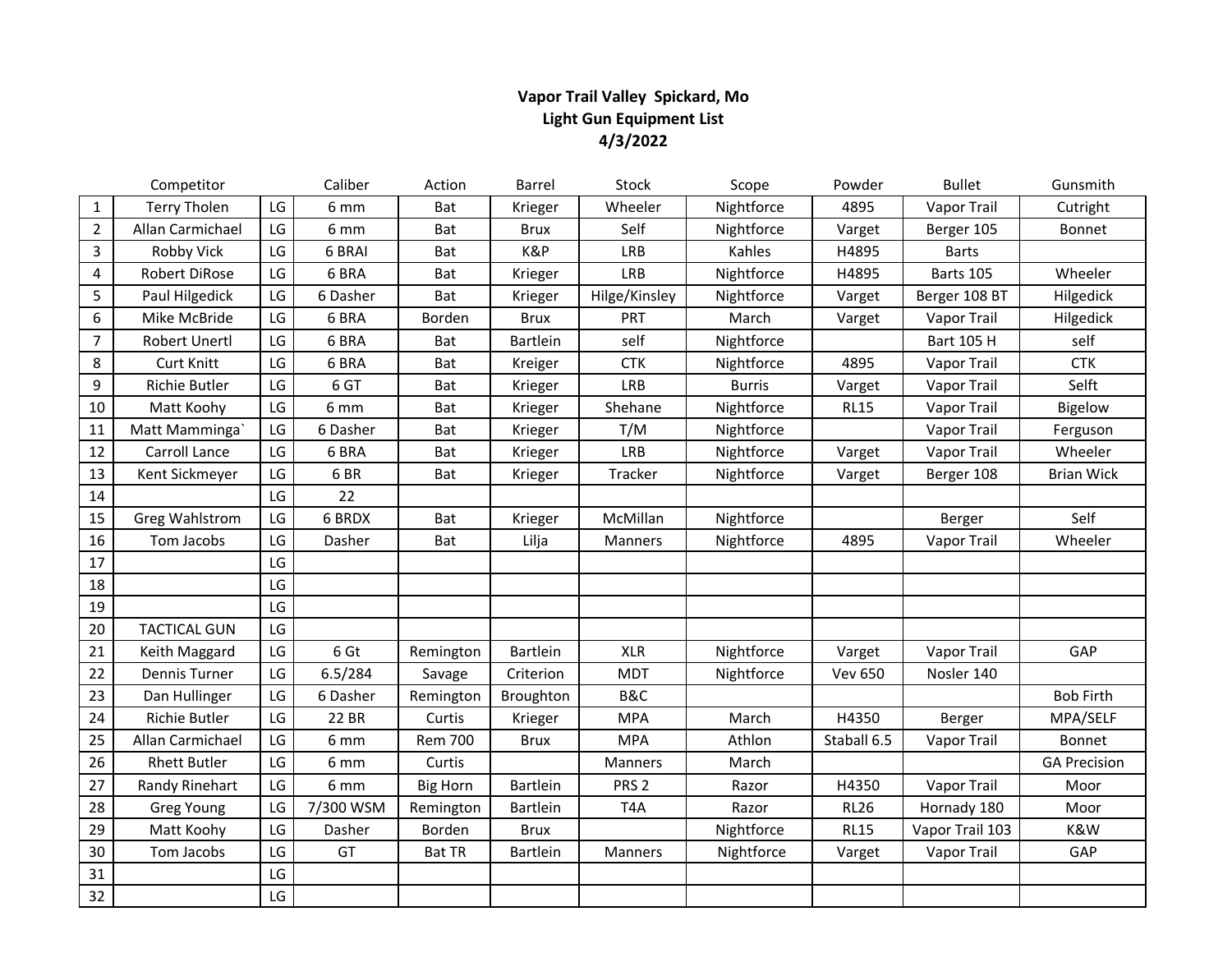**Vapor Trail Valley Spickard, Mo**
**Light Gun Equipment List**
**4/3/2022**

| | Competitor | | Caliber | Action | Barrel | Stock | Scope | Powder | Bullet | Gunsmith |
|---|---|---|---|---|---|---|---|---|---|---|
| 1 | Terry Tholen | LG | 6 mm | Bat | Krieger | Wheeler | Nightforce | 4895 | Vapor Trail | Cutright |
| 2 | Allan Carmichael | LG | 6 mm | Bat | Brux | Self | Nightforce | Varget | Berger 105 | Bonnet |
| 3 | Robby Vick | LG | 6 BRAI | Bat | K&P | LRB | Kahles | H4895 | Barts | |
| 4 | Robert DiRose | LG | 6 BRA | Bat | Krieger | LRB | Nightforce | H4895 | Barts 105 | Wheeler |
| 5 | Paul Hilgedick | LG | 6 Dasher | Bat | Krieger | Hilge/Kinsley | Nightforce | Varget | Berger 108 BT | Hilgedick |
| 6 | Mike McBride | LG | 6 BRA | Borden | Brux | PRT | March | Varget | Vapor Trail | Hilgedick |
| 7 | Robert Unertl | LG | 6 BRA | Bat | Bartlein | self | Nightforce | | Bart 105 H | self |
| 8 | Curt Knitt | LG | 6 BRA | Bat | Kreiger | CTK | Nightforce | 4895 | Vapor Trail | CTK |
| 9 | Richie Butler | LG | 6 GT | Bat | Krieger | LRB | Burris | Varget | Vapor Trail | Selft |
| 10 | Matt Koohy | LG | 6 mm | Bat | Krieger | Shehane | Nightforce | RL15 | Vapor Trail | Bigelow |
| 11 | Matt Mamminga` | LG | 6 Dasher | Bat | Krieger | T/M | Nightforce | | Vapor Trail | Ferguson |
| 12 | Carroll Lance | LG | 6 BRA | Bat | Krieger | LRB | Nightforce | Varget | Vapor Trail | Wheeler |
| 13 | Kent Sickmeyer | LG | 6 BR | Bat | Krieger | Tracker | Nightforce | Varget | Berger 108 | Brian Wick |
| 14 | | LG | 22 | | | | | | | |
| 15 | Greg Wahlstrom | LG | 6 BRDX | Bat | Krieger | McMillan | Nightforce | | Berger | Self |
| 16 | Tom Jacobs | LG | Dasher | Bat | Lilja | Manners | Nightforce | 4895 | Vapor Trail | Wheeler |
| 17 | | LG | | | | | | | | |
| 18 | | LG | | | | | | | | |
| 19 | | LG | | | | | | | | |
| 20 | TACTICAL GUN | LG | | | | | | | | |
| 21 | Keith Maggard | LG | 6 Gt | Remington | Bartlein | XLR | Nightforce | Varget | Vapor Trail | GAP |
| 22 | Dennis Turner | LG | 6.5/284 | Savage | Criterion | MDT | Nightforce | Vev 650 | Nosler 140 | |
| 23 | Dan Hullinger | LG | 6 Dasher | Remington | Broughton | B&C | | | | Bob Firth |
| 24 | Richie Butler | LG | 22 BR | Curtis | Krieger | MPA | March | H4350 | Berger | MPA/SELF |
| 25 | Allan Carmichael | LG | 6 mm | Rem 700 | Brux | MPA | Athlon | Staball 6.5 | Vapor Trail | Bonnet |
| 26 | Rhett Butler | LG | 6 mm | Curtis | | Manners | March | | | GA Precision |
| 27 | Randy Rinehart | LG | 6 mm | Big Horn | Bartlein | PRS 2 | Razor | H4350 | Vapor Trail | Moor |
| 28 | Greg Young | LG | 7/300 WSM | Remington | Bartlein | T4A | Razor | RL26 | Hornady 180 | Moor |
| 29 | Matt Koohy | LG | Dasher | Borden | Brux | | Nightforce | RL15 | Vapor Trail 103 | K&W |
| 30 | Tom Jacobs | LG | GT | Bat TR | Bartlein | Manners | Nightforce | Varget | Vapor Trail | GAP |
| 31 | | LG | | | | | | | | |
| 32 | | LG | | | | | | | | |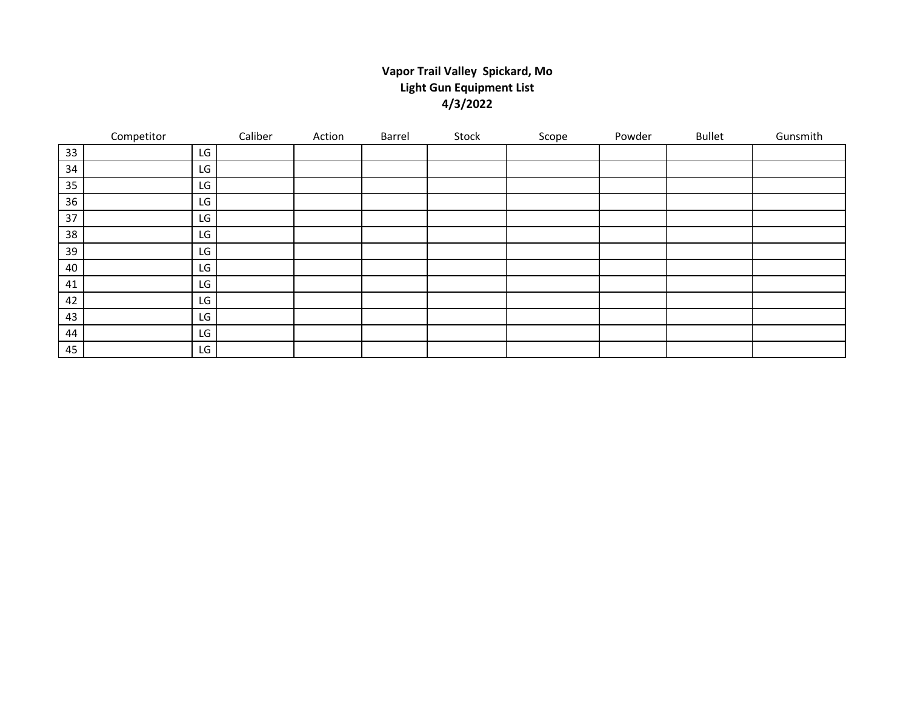**Vapor Trail Valley Spickard, Mo**
**Light Gun Equipment List**
**4/3/2022**

| | Competitor | | Caliber | Action | Barrel | Stock | Scope | Powder | Bullet | Gunsmith |
|---|---|---|---|---|---|---|---|---|---|---|
| 33 | | LG | | | | | | | | |
| 34 | | LG | | | | | | | | |
| 35 | | LG | | | | | | | | |
| 36 | | LG | | | | | | | | |
| 37 | | LG | | | | | | | | |
| 38 | | LG | | | | | | | | |
| 39 | | LG | | | | | | | | |
| 40 | | LG | | | | | | | | |
| 41 | | LG | | | | | | | | |
| 42 | | LG | | | | | | | | |
| 43 | | LG | | | | | | | | |
| 44 | | LG | | | | | | | | |
| 45 | | LG | | | | | | | | |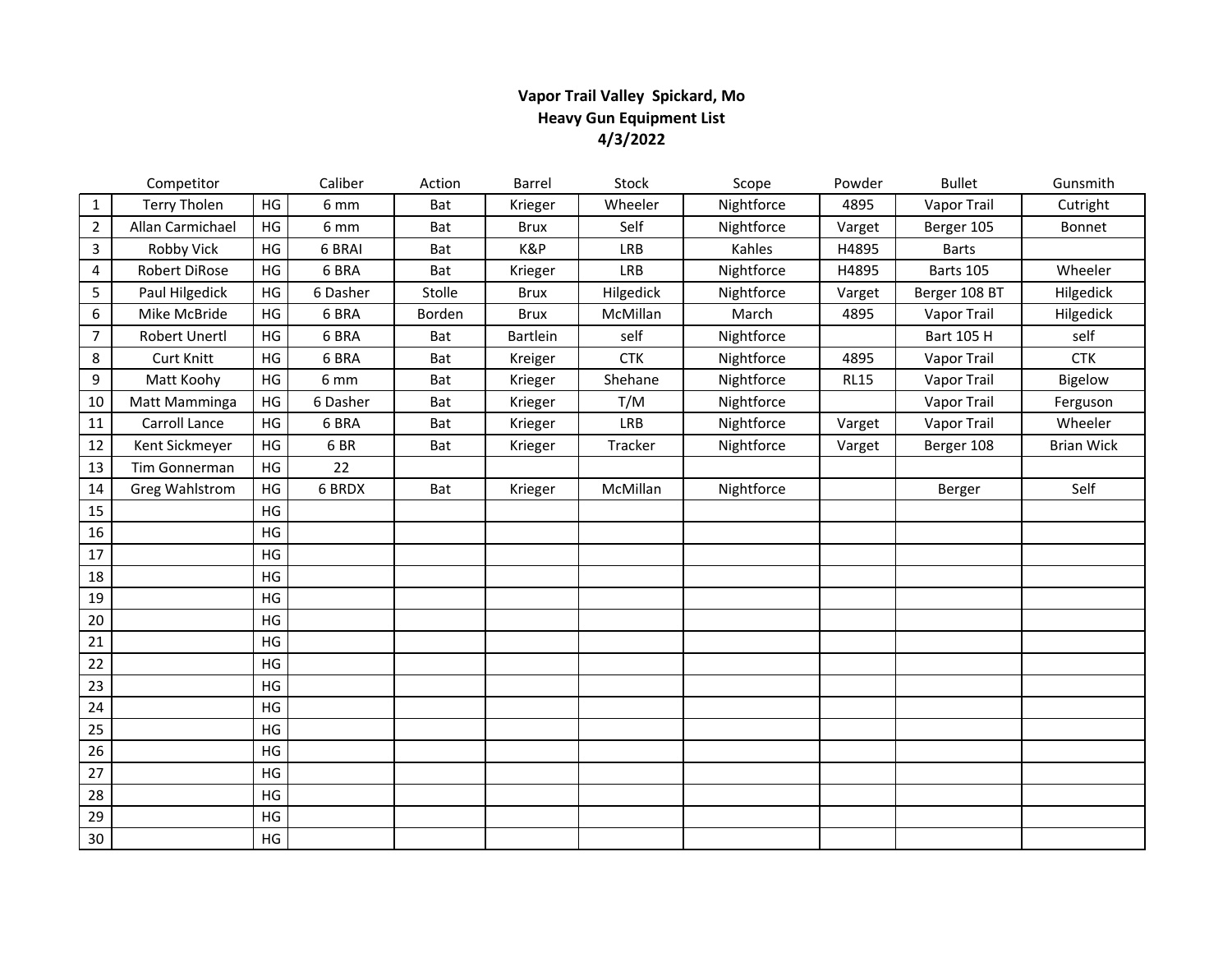**Vapor Trail Valley Spickard, Mo**
**Heavy Gun Equipment List**
**4/3/2022**

| | Competitor | | Caliber | Action | Barrel | Stock | Scope | Powder | Bullet | Gunsmith |
|---|---|---|---|---|---|---|---|---|---|---|
| 1 | Terry Tholen | HG | 6 mm | Bat | Krieger | Wheeler | Nightforce | 4895 | Vapor Trail | Cutright |
| 2 | Allan Carmichael | HG | 6 mm | Bat | Brux | Self | Nightforce | Varget | Berger 105 | Bonnet |
| 3 | Robby Vick | HG | 6 BRAI | Bat | K&P | LRB | Kahles | H4895 | Barts | |
| 4 | Robert DiRose | HG | 6 BRA | Bat | Krieger | LRB | Nightforce | H4895 | Barts 105 | Wheeler |
| 5 | Paul Hilgedick | HG | 6 Dasher | Stolle | Brux | Hilgedick | Nightforce | Varget | Berger 108 BT | Hilgedick |
| 6 | Mike McBride | HG | 6 BRA | Borden | Brux | McMillan | March | 4895 | Vapor Trail | Hilgedick |
| 7 | Robert Unertl | HG | 6 BRA | Bat | Bartlein | self | Nightforce | | Bart 105 H | self |
| 8 | Curt Knitt | HG | 6 BRA | Bat | Kreiger | CTK | Nightforce | 4895 | Vapor Trail | CTK |
| 9 | Matt Koohy | HG | 6 mm | Bat | Krieger | Shehane | Nightforce | RL15 | Vapor Trail | Bigelow |
| 10 | Matt Mamminga | HG | 6 Dasher | Bat | Krieger | T/M | Nightforce | | Vapor Trail | Ferguson |
| 11 | Carroll Lance | HG | 6 BRA | Bat | Krieger | LRB | Nightforce | Varget | Vapor Trail | Wheeler |
| 12 | Kent Sickmeyer | HG | 6 BR | Bat | Krieger | Tracker | Nightforce | Varget | Berger 108 | Brian Wick |
| 13 | Tim Gonnerman | HG | 22 | | | | | | | |
| 14 | Greg Wahlstrom | HG | 6 BRDX | Bat | Krieger | McMillan | Nightforce | | Berger | Self |
| 15 | | HG | | | | | | | | |
| 16 | | HG | | | | | | | | |
| 17 | | HG | | | | | | | | |
| 18 | | HG | | | | | | | | |
| 19 | | HG | | | | | | | | |
| 20 | | HG | | | | | | | | |
| 21 | | HG | | | | | | | | |
| 22 | | HG | | | | | | | | |
| 23 | | HG | | | | | | | | |
| 24 | | HG | | | | | | | | |
| 25 | | HG | | | | | | | | |
| 26 | | HG | | | | | | | | |
| 27 | | HG | | | | | | | | |
| 28 | | HG | | | | | | | | |
| 29 | | HG | | | | | | | | |
| 30 | | HG | | | | | | | | |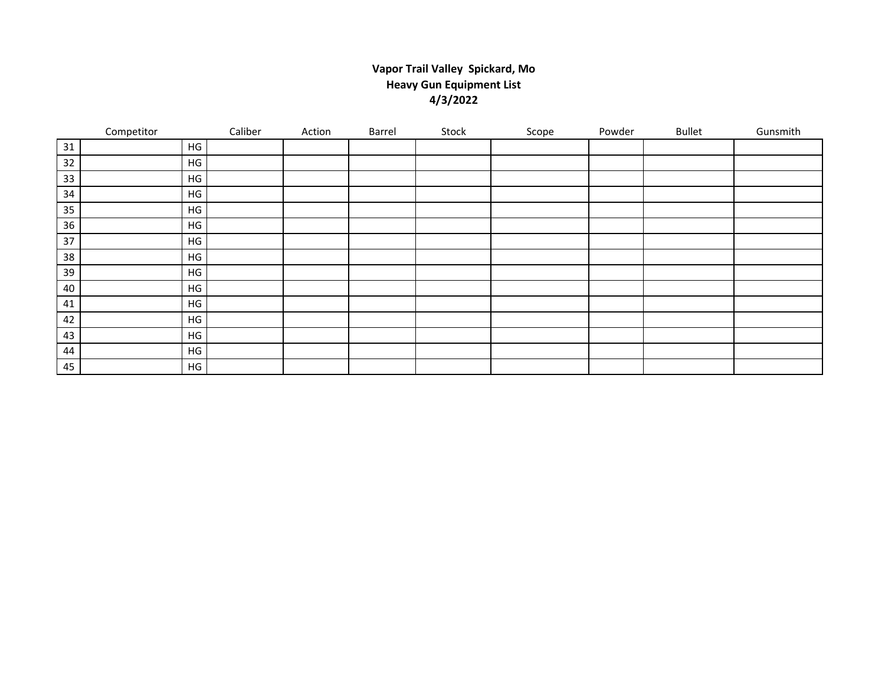**Vapor Trail Valley Spickard, Mo**
**Heavy Gun Equipment List**
**4/3/2022**

| | Competitor | | Caliber | Action | Barrel | Stock | Scope | Powder | Bullet | Gunsmith |
|---|---|---|---|---|---|---|---|---|---|---|
| 31 | | HG | | | | | | | | |
| 32 | | HG | | | | | | | | |
| 33 | | HG | | | | | | | | |
| 34 | | HG | | | | | | | | |
| 35 | | HG | | | | | | | | |
| 36 | | HG | | | | | | | | |
| 37 | | HG | | | | | | | | |
| 38 | | HG | | | | | | | | |
| 39 | | HG | | | | | | | | |
| 40 | | HG | | | | | | | | |
| 41 | | HG | | | | | | | | |
| 42 | | HG | | | | | | | | |
| 43 | | HG | | | | | | | | |
| 44 | | HG | | | | | | | | |
| 45 | | HG | | | | | | | | |